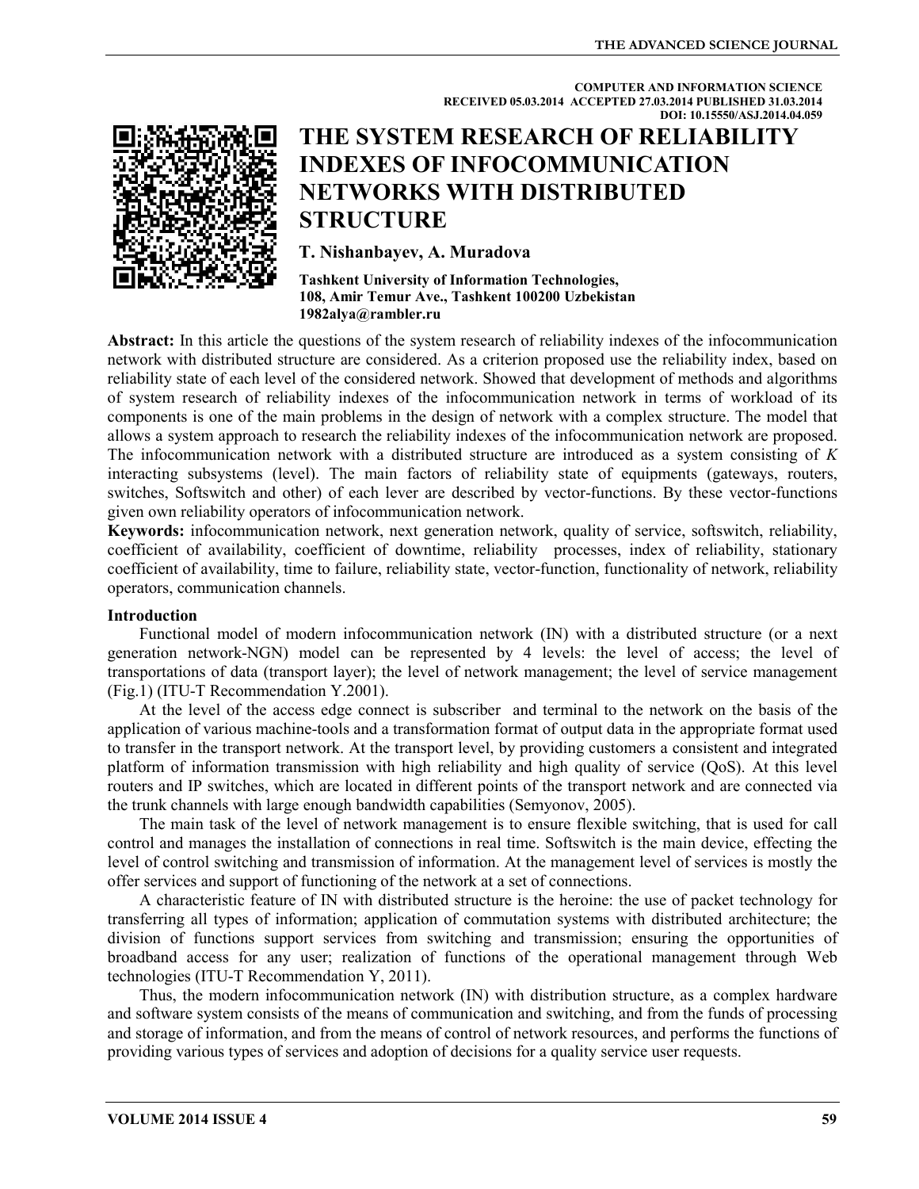COMPUTER AND INFORMATION SCIENCE
RECEIVED 05.03.2014 ACCEPTED 27.03.2014 PUBLISHED 31.03.2014
DOI: 10.15550/ASJ.2014.04.059

# THE SYSTEM RESEARCH OF RELIABILITY INDEXES OF INFOCOMMUNICATION NETWORKS WITH DISTRIBUTED STRUCTURE

**T. Nishanbayev, A. Muradova**

**Tashkent University of Information Technologies,**
**108, Amir Temur Ave., Tashkent 100200 Uzbekistan**
**1982alya@rambler.ru**

**Abstract:** In this article the questions of the system research of reliability indexes of the infocommunication network with distributed structure are considered. As a criterion proposed use the reliability index, based on reliability state of each level of the considered network. Showed that development of methods and algorithms of system research of reliability indexes of the infocommunication network in terms of workload of its components is one of the main problems in the design of network with a complex structure. The model that allows a system approach to research the reliability indexes of the infocommunication network are proposed. The infocommunication network with a distributed structure are introduced as a system consisting of *K* interacting subsystems (level). The main factors of reliability state of equipments (gateways, routers, switches, Softswitch and other) of each lever are described by vector-functions. By these vector-functions given own reliability operators of infocommunication network.

**Keywords:** infocommunication network, next generation network, quality of service, softswitch, reliability, coefficient of availability, coefficient of downtime, reliability processes, index of reliability, stationary coefficient of availability, time to failure, reliability state, vector-function, functionality of network, reliability operators, communication channels.

## Introduction

Functional model of modern infocommunication network (IN) with a distributed structure (or a next generation network-NGN) model can be represented by 4 levels: the level of access; the level of transportations of data (transport layer); the level of network management; the level of service management (Fig.1) (ITU-T Recommendation Y.2001).

At the level of the access edge connect is subscriber and terminal to the network on the basis of the application of various machine-tools and a transformation format of output data in the appropriate format used to transfer in the transport network. At the transport level, by providing customers a consistent and integrated platform of information transmission with high reliability and high quality of service (QoS). At this level routers and IP switches, which are located in different points of the transport network and are connected via the trunk channels with large enough bandwidth capabilities (Semyonov, 2005).

The main task of the level of network management is to ensure flexible switching, that is used for call control and manages the installation of connections in real time. Softswitch is the main device, effecting the level of control switching and transmission of information. At the management level of services is mostly the offer services and support of functioning of the network at a set of connections.

A characteristic feature of IN with distributed structure is the heroine: the use of packet technology for transferring all types of information; application of commutation systems with distributed architecture; the division of functions support services from switching and transmission; ensuring the opportunities of broadband access for any user; realization of functions of the operational management through Web technologies (ITU-T Recommendation Y, 2011).

Thus, the modern infocommunication network (IN) with distribution structure, as a complex hardware and software system consists of the means of communication and switching, and from the funds of processing and storage of information, and from the means of control of network resources, and performs the functions of providing various types of services and adoption of decisions for a quality service user requests.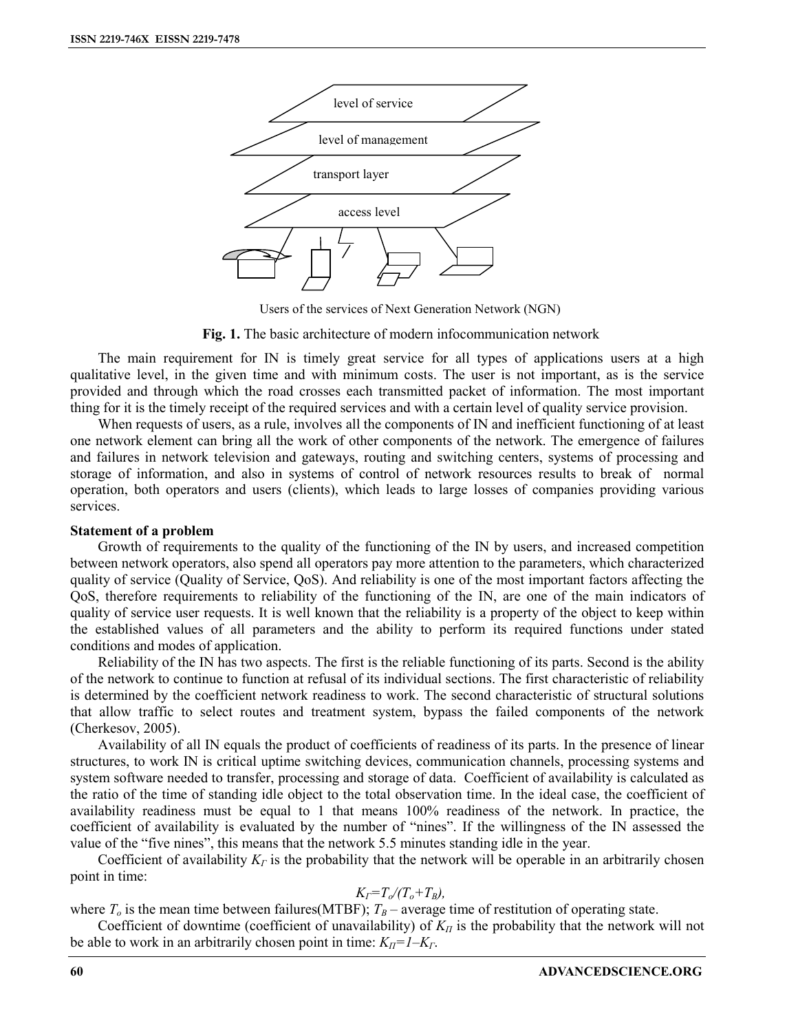level of service

level of management

transport layer

access level

Users of the services of Next Generation Network (NGN)

**Fig. 1.** The basic architecture of modern infocommunication network

The main requirement for IN is timely great service for all types of applications users at a high qualitative level, in the given time and with minimum costs. The user is not important, as is the service provided and through which the road crosses each transmitted packet of information. The most important thing for it is the timely receipt of the required services and with a certain level of quality service provision.

When requests of users, as a rule, involves all the components of IN and inefficient functioning of at least one network element can bring all the work of other components of the network. The emergence of failures and failures in network television and gateways, routing and switching centers, systems of processing and storage of information, and also in systems of control of network resources results to break of normal operation, both operators and users (clients), which leads to large losses of companies providing various services.

**Statement of a problem**

Growth of requirements to the quality of the functioning of the IN by users, and increased competition between network operators, also spend all operators pay more attention to the parameters, which characterized quality of service (Quality of Service, QoS). And reliability is one of the most important factors affecting the QoS, therefore requirements to reliability of the functioning of the IN, are one of the main indicators of quality of service user requests. It is well known that the reliability is a property of the object to keep within the established values of all parameters and the ability to perform its required functions under stated conditions and modes of application.

Reliability of the IN has two aspects. The first is the reliable functioning of its parts. Second is the ability of the network to continue to function at refusal of its individual sections. The first characteristic of reliability is determined by the coefficient network readiness to work. The second characteristic of structural solutions that allow traffic to select routes and treatment system, bypass the failed components of the network (Cherkesov, 2005).

Availability of all IN equals the product of coefficients of readiness of its parts. In the presence of linear structures, to work IN is critical uptime switching devices, communication channels, processing systems and system software needed to transfer, processing and storage of data. Coefficient of availability is calculated as the ratio of the time of standing idle object to the total observation time. In the ideal case, the coefficient of availability readiness must be equal to 1 that means 100% readiness of the network. In practice, the coefficient of availability is evaluated by the number of "nines". If the willingness of the IN assessed the value of the "five nines", this means that the network 5.5 minutes standing idle in the year.

Coefficient of availability $K_Г$ is the probability that the network will be operable in an arbitrarily chosen point in time:

$$K_Г = T_o/(T_o + T_B),$$

where $T_o$ is the mean time between failures(MTBF); $T_B$ – average time of restitution of operating state.

Coefficient of downtime (coefficient of unavailability) of $K_П$ is the probability that the network will not be able to work in an arbitrarily chosen point in time: $K_П = 1 - K_Г$.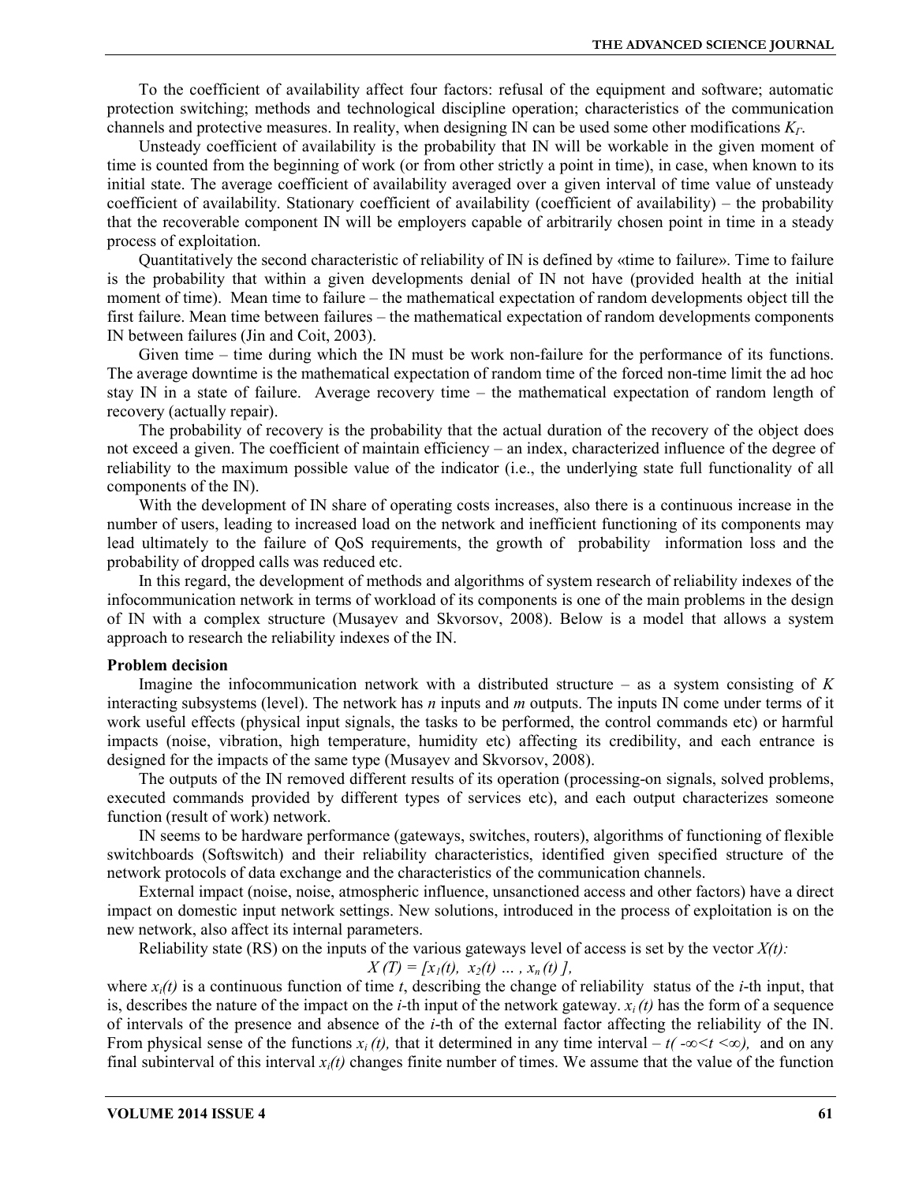To the coefficient of availability affect four factors: refusal of the equipment and software; automatic protection switching; methods and technological discipline operation; characteristics of the communication channels and protective measures. In reality, when designing IN can be used some other modifications $K_Г$.

Unsteady coefficient of availability is the probability that IN will be workable in the given moment of time is counted from the beginning of work (or from other strictly a point in time), in case, when known to its initial state. The average coefficient of availability averaged over a given interval of time value of unsteady coefficient of availability. Stationary coefficient of availability (coefficient of availability) – the probability that the recoverable component IN will be employers capable of arbitrarily chosen point in time in a steady process of exploitation.

Quantitatively the second characteristic of reliability of IN is defined by «time to failure». Time to failure is the probability that within a given developments denial of IN not have (provided health at the initial moment of time). Mean time to failure – the mathematical expectation of random developments object till the first failure. Mean time between failures – the mathematical expectation of random developments components IN between failures (Jin and Coit, 2003).

Given time – time during which the IN must be work non-failure for the performance of its functions. The average downtime is the mathematical expectation of random time of the forced non-time limit the ad hoc stay IN in a state of failure. Average recovery time – the mathematical expectation of random length of recovery (actually repair).

The probability of recovery is the probability that the actual duration of the recovery of the object does not exceed a given. The coefficient of maintain efficiency – an index, characterized influence of the degree of reliability to the maximum possible value of the indicator (i.e., the underlying state full functionality of all components of the IN).

With the development of IN share of operating costs increases, also there is a continuous increase in the number of users, leading to increased load on the network and inefficient functioning of its components may lead ultimately to the failure of QoS requirements, the growth of probability information loss and the probability of dropped calls was reduced etc.

In this regard, the development of methods and algorithms of system research of reliability indexes of the infocommunication network in terms of workload of its components is one of the main problems in the design of IN with a complex structure (Musayev and Skvorsov, 2008). Below is a model that allows a system approach to research the reliability indexes of the IN.

**Problem decision**

Imagine the infocommunication network with a distributed structure – as a system consisting of $K$ interacting subsystems (level). The network has $n$ inputs and $m$ outputs. The inputs IN come under terms of it work useful effects (physical input signals, the tasks to be performed, the control commands etc) or harmful impacts (noise, vibration, high temperature, humidity etc) affecting its credibility, and each entrance is designed for the impacts of the same type (Musayev and Skvorsov, 2008).

The outputs of the IN removed different results of its operation (processing-on signals, solved problems, executed commands provided by different types of services etc), and each output characterizes someone function (result of work) network.

IN seems to be hardware performance (gateways, switches, routers), algorithms of functioning of flexible switchboards (Softswitch) and their reliability characteristics, identified given specified structure of the network protocols of data exchange and the characteristics of the communication channels.

External impact (noise, noise, atmospheric influence, unsanctioned access and other factors) have a direct impact on domestic input network settings. New solutions, introduced in the process of exploitation is on the new network, also affect its internal parameters.

Reliability state (RS) on the inputs of the various gateways level of access is set by the vector $X(t)$:

$$X(T) = [x_1(t),\ x_2(t)\ \ldots\ ,\ x_n(t)\ ],$$

where $x_i(t)$ is a continuous function of time $t$, describing the change of reliability status of the $i$-th input, that is, describes the nature of the impact on the $i$-th input of the network gateway. $x_i(t)$ has the form of a sequence of intervals of the presence and absence of the $i$-th of the external factor affecting the reliability of the IN. From physical sense of the functions $x_i(t)$, that it determined in any time interval – $t(-\infty<t<\infty)$, and on any final subinterval of this interval $x_i(t)$ changes finite number of times. We assume that the value of the function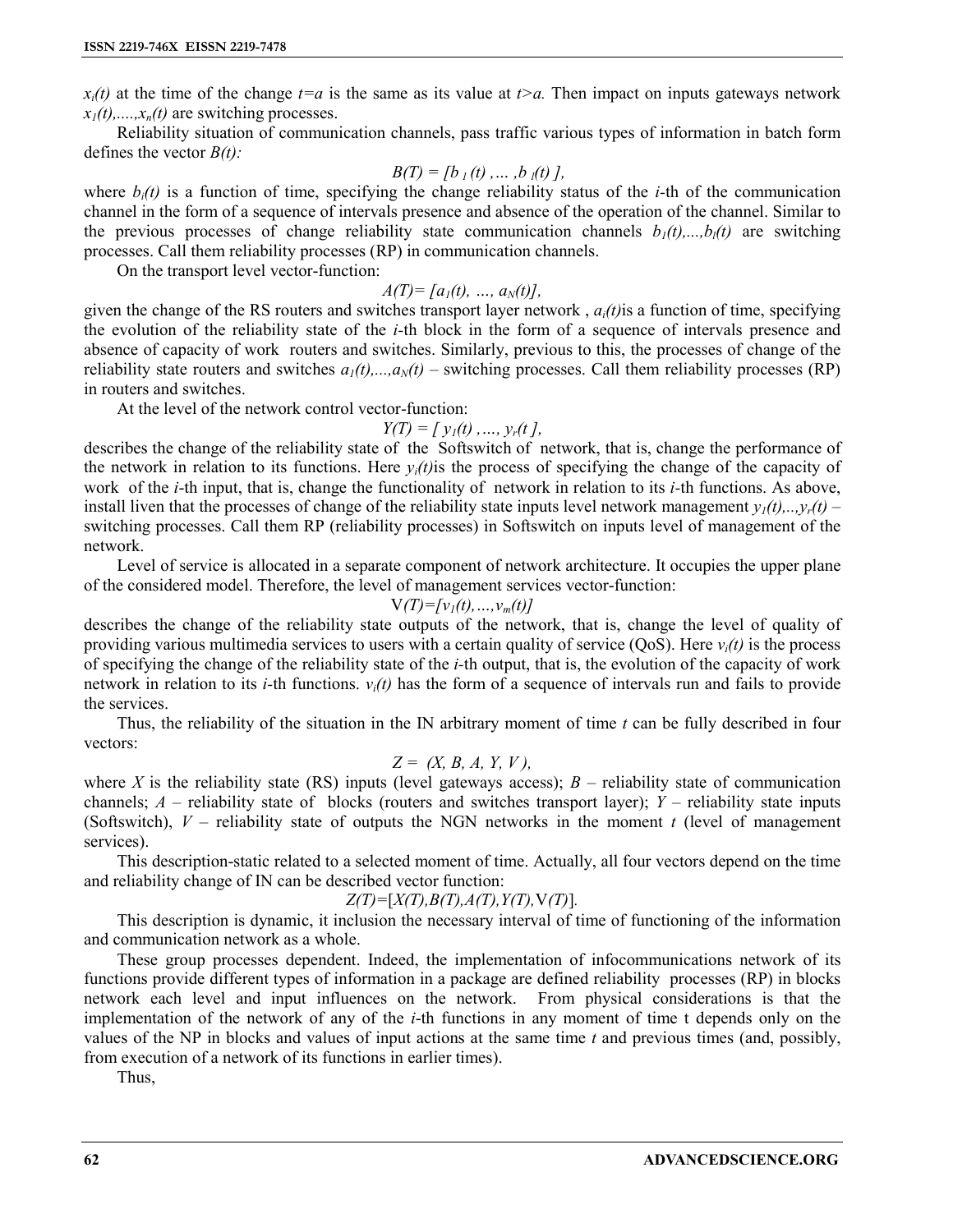$x_i(t)$ at the time of the change $t=a$ is the same as its value at $t>a$. Then impact on inputs gateways network $x_1(t),....,x_n(t)$ are switching processes.

Reliability situation of communication channels, pass traffic various types of information in batch form defines the vector $B(t)$:

$$B(T) = [b_1(t), \ldots, b_l(t)],$$

where $b_i(t)$ is a function of time, specifying the change reliability status of the *i*-th of the communication channel in the form of a sequence of intervals presence and absence of the operation of the channel. Similar to the previous processes of change reliability state communication channels $b_1(t),...,b_l(t)$ are switching processes. Call them reliability processes (RP) in communication channels.

On the transport level vector-function:

$$A(T)= [a_1(t), \ldots, a_N(t)],$$

given the change of the RS routers and switches transport layer network , $a_i(t)$is a function of time, specifying the evolution of the reliability state of the *i*-th block in the form of a sequence of intervals presence and absence of capacity of work routers and switches. Similarly, previous to this, the processes of change of the reliability state routers and switches $a_1(t),...,a_N(t)$ – switching processes. Call them reliability processes (RP) in routers and switches.

At the level of the network control vector-function:

$$Y(T) = [y_1(t), \ldots, y_r(t],$$

describes the change of the reliability state of the Softswitch of network, that is, change the performance of the network in relation to its functions. Here $y_i(t)$is the process of specifying the change of the capacity of work of the *i*-th input, that is, change the functionality of network in relation to its *i*-th functions. As above, install liven that the processes of change of the reliability state inputs level network management $y_1(t),..,y_r(t)$ – switching processes. Call them RP (reliability processes) in Softswitch on inputs level of management of the network.

Level of service is allocated in a separate component of network architecture. It occupies the upper plane of the considered model. Therefore, the level of management services vector-function:

$$V(T)=[v_1(t),...,v_m(t)]$$

describes the change of the reliability state outputs of the network, that is, change the level of quality of providing various multimedia services to users with a certain quality of service (QoS). Here $v_i(t)$ is the process of specifying the change of the reliability state of the *i*-th output, that is, the evolution of the capacity of work network in relation to its *i*-th functions. $v_i(t)$ has the form of a sequence of intervals run and fails to provide the services.

Thus, the reliability of the situation in the IN arbitrary moment of time *t* can be fully described in four vectors:

$$Z = (X, B, A, Y, V),$$

where *X* is the reliability state (RS) inputs (level gateways access); *B* – reliability state of communication channels; *A* – reliability state of blocks (routers and switches transport layer); *Y* – reliability state inputs (Softswitch), *V* – reliability state of outputs the NGN networks in the moment *t* (level of management services).

This description-static related to a selected moment of time. Actually, all four vectors depend on the time and reliability change of IN can be described vector function:

$$Z(T)=[X(T),B(T),A(T),Y(T),V(T)].$$

This description is dynamic, it inclusion the necessary interval of time of functioning of the information and communication network as a whole.

These group processes dependent. Indeed, the implementation of infocommunications network of its functions provide different types of information in a package are defined reliability processes (RP) in blocks network each level and input influences on the network. From physical considerations is that the implementation of the network of any of the *i*-th functions in any moment of time t depends only on the values of the NP in blocks and values of input actions at the same time *t* and previous times (and, possibly, from execution of a network of its functions in earlier times).

Thus,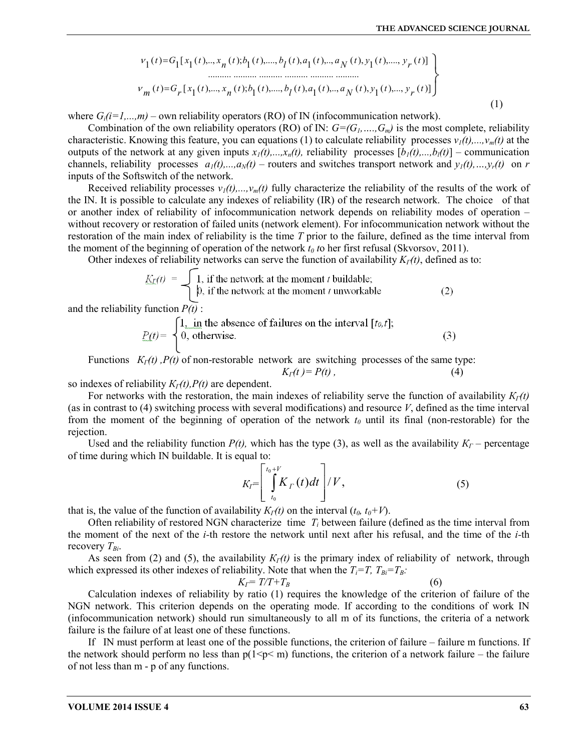$$\left.\begin{aligned} v_1(t) &= G_1[x_1(t),..,x_n(t);b_1(t),....,b_l(t),a_1(t),..,a_N(t),y_1(t),....,y_r(t)] \\ &\qquad \text{.......... .......... .......... .......... .......... ..........} \\ v_m(t) &= G_r[x_1(t),...,x_n(t);b_1(t),....,b_l(t),a_1(t),..,a_N(t),y_1(t),...,y_r(t)] \end{aligned}\right\} \tag{1}$$

where $G_i(i=1,...,m)$ – own reliability operators (RO) of IN (infocommunication network).

Combination of the own reliability operators (RO) of IN: $G=(G_1,....,G_m)$ is the most complete, reliability characteristic. Knowing this feature, you can equations (1) to calculate reliability processes $v_1(t),...,v_m(t)$ at the outputs of the network at any given inputs $x_1(t),...,x_n(t)$, reliability processes $[b_1(t),...,b_l(t)]$ – communication channels, reliability processes $a_1(t),...,a_N(t)$ – routers and switches transport network and $y_1(t),...,y_r(t)$ on $r$ inputs of the Softswitch of the network.

Received reliability processes $v_1(t),...,v_m(t)$ fully characterize the reliability of the results of the work of the IN. It is possible to calculate any indexes of reliability (IR) of the research network. The choice of that or another index of reliability of infocommunication network depends on reliability modes of operation – without recovery or restoration of failed units (network element). For infocommunication network without the restoration of the main index of reliability is the time $T$ prior to the failure, defined as the time interval from the moment of the beginning of operation of the network $t_0$ to her first refusal (Skvorsov, 2011).

Other indexes of reliability networks can serve the function of availability $K_Г(t)$, defined as to:

$$K_Г(t) = \begin{cases} 1, \text{ if the network at the moment } t \text{ buildable;} \\ 0, \text{ if the network at the moment } t \text{ unworkable} \end{cases} \tag{2}$$

and the reliability function $P(t)$ :

$$P(t) = \begin{cases} 1, \text{ in the absence of failures on the interval } [t_0,t]; \\ 0, \text{ otherwise.} \end{cases} \tag{3}$$

Functions $K_Г(t)$ ,$P(t)$ of non-restorable network are switching processes of the same type:

$$K_Г(t) = P(t)\,, \tag{4}$$

so indexes of reliability $K_Г(t),P(t)$ are dependent.

For networks with the restoration, the main indexes of reliability serve the function of availability $K_Г(t)$ (as in contrast to (4) switching process with several modifications) and resource $V$, defined as the time interval from the moment of the beginning of operation of the network $t_0$ until its final (non-restorable) for the rejection.

Used and the reliability function $P(t)$, which has the type (3), as well as the availability $K_Г$ – percentage of time during which IN buildable. It is equal to:

$$K_Г = \left[\int_{t_0}^{t_0+V} K_Г(t)dt\right] / V\,, \tag{5}$$

that is, the value of the function of availability $K_Г(t)$ on the interval $(t_0, t_0+V)$.

Often reliability of restored NGN characterize time $T_i$ between failure (defined as the time interval from the moment of the next of the $i$-th restore the network until next after his refusal, and the time of the $i$-th recovery $T_{Bi}$.

As seen from (2) and (5), the availability $K_Г(t)$ is the primary index of reliability of network, through which expressed its other indexes of reliability. Note that when the $T_i=T$, $T_{Bi}=T_B$:

$$K_Г = T/T+T_B \tag{6}$$

Calculation indexes of reliability by ratio (1) requires the knowledge of the criterion of failure of the NGN network. This criterion depends on the operating mode. If according to the conditions of work IN (infocommunication network) should run simultaneously to all m of its functions, the criteria of a network failure is the failure of at least one of these functions.

If IN must perform at least one of the possible functions, the criterion of failure – failure m functions. If the network should perform no less than $p(1<p<m)$ functions, the criterion of a network failure – the failure of not less than m - p of any functions.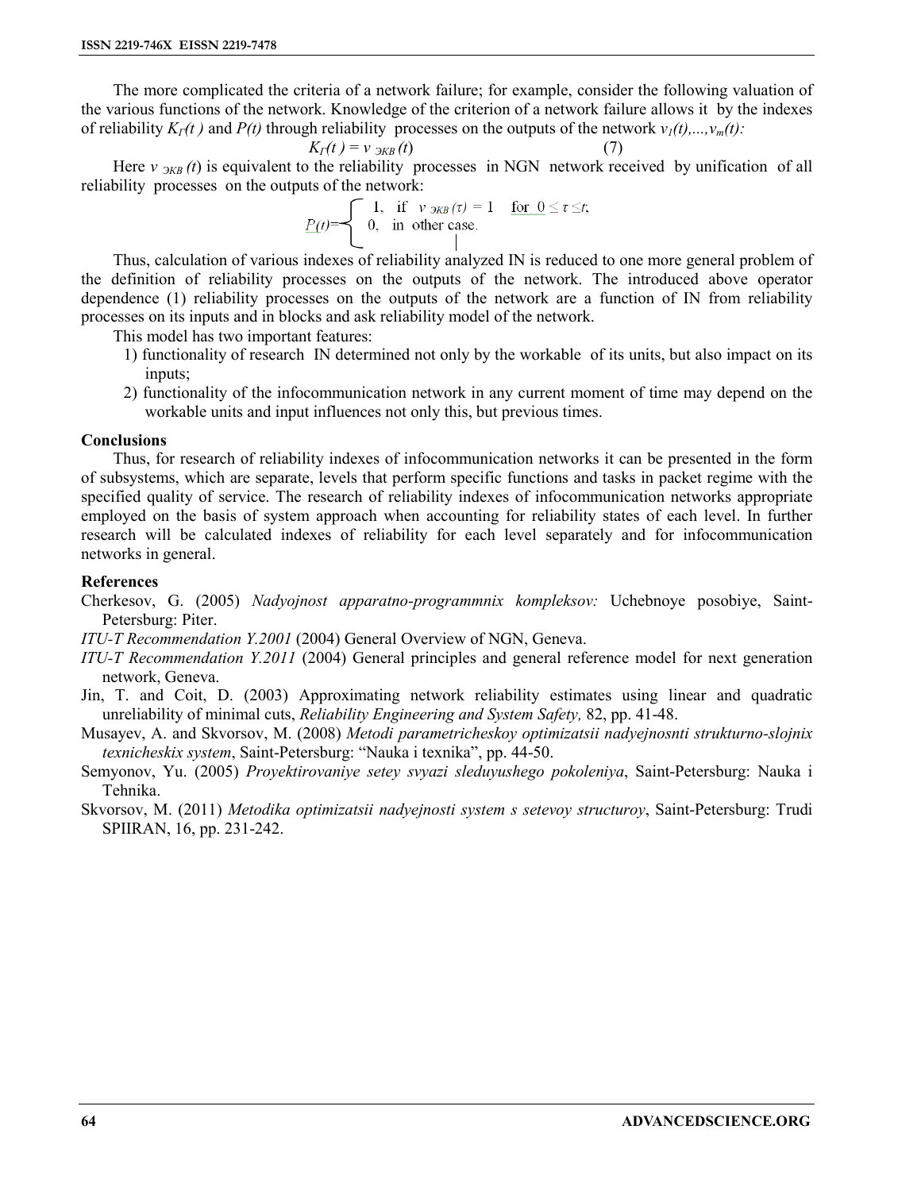The more complicated the criteria of a network failure; for example, consider the following valuation of the various functions of the network. Knowledge of the criterion of a network failure allows it by the indexes of reliability $K_Г(t)$ and $P(t)$ through reliability processes on the outputs of the network $v_1(t),...,v_m(t)$:

$$K_Г(t) = v_{ЭКВ}(t) \qquad (7)$$

Here $v_{ЭКВ}(t)$ is equivalent to the reliability processes in NGN network received by unification of all reliability processes on the outputs of the network:

$$P(t)=\begin{cases} 1, & \text{if } v_{ЭКВ}(\tau) = 1 \quad \text{for } 0 \le \tau \le t; \\ 0, & \text{in other case.} \end{cases}$$

Thus, calculation of various indexes of reliability analyzed IN is reduced to one more general problem of the definition of reliability processes on the outputs of the network. The introduced above operator dependence (1) reliability processes on the outputs of the network are a function of IN from reliability processes on its inputs and in blocks and ask reliability model of the network.

This model has two important features:

1) functionality of research IN determined not only by the workable of its units, but also impact on its inputs;
2) functionality of the infocommunication network in any current moment of time may depend on the workable units and input influences not only this, but previous times.

## Conclusions

Thus, for research of reliability indexes of infocommunication networks it can be presented in the form of subsystems, which are separate, levels that perform specific functions and tasks in packet regime with the specified quality of service. The research of reliability indexes of infocommunication networks appropriate employed on the basis of system approach when accounting for reliability states of each level. In further research will be calculated indexes of reliability for each level separately and for infocommunication networks in general.

## References

Cherkesov, G. (2005) *Nadyojnost apparatno-programmnix kompleksov:* Uchebnoye posobiye, Saint-Petersburg: Piter.

*ITU-T Recommendation Y.2001* (2004) General Overview of NGN, Geneva.

*ITU-T Recommendation Y.2011* (2004) General principles and general reference model for next generation network, Geneva.

Jin, T. and Coit, D. (2003) Approximating network reliability estimates using linear and quadratic unreliability of minimal cuts, *Reliability Engineering and System Safety,* 82, pp. 41-48.

Musayev, A. and Skvorsov, M. (2008) *Metodi parametricheskoy optimizatsii nadyejnosnti strukturno-slojnix texnicheskix system*, Saint-Petersburg: "Nauka i texnika", pp. 44-50.

Semyonov, Yu. (2005) *Proyektirovaniye setey svyazi sleduyushego pokoleniya*, Saint-Petersburg: Nauka i Tehnika.

Skvorsov, M. (2011) *Metodika optimizatsii nadyejnosti system s setevoy structuroy*, Saint-Petersburg: Trudi SPIIRAN, 16, pp. 231-242.